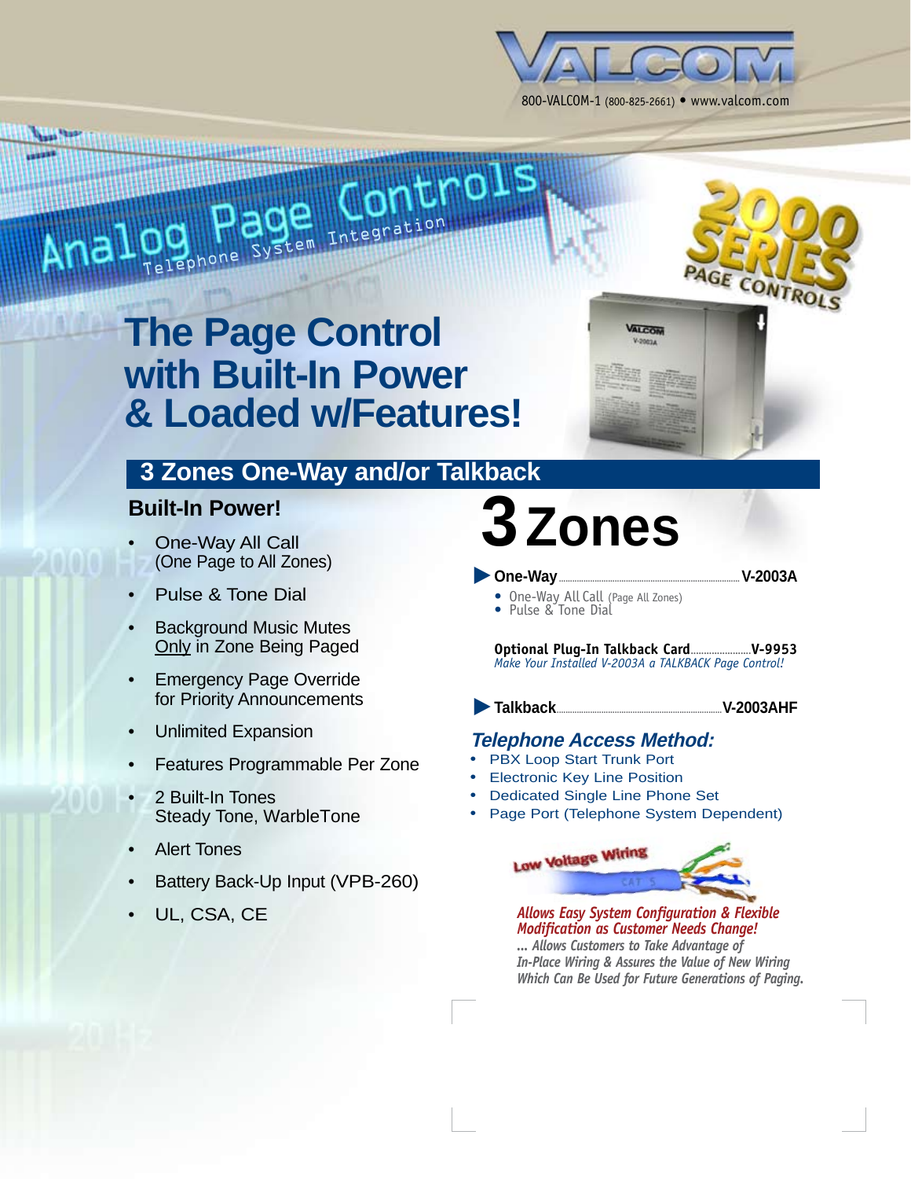VALCOM

800-VALCOM-1 (800-825-2661) • www.valcom.com

# Analog Page Controls

Telephone System Integration

2000 SERIES PAGE CONTROLS

# The Page Control with Built-In Power & Loaded w/Features!

## 3 Zones One-Way and/or Talkback

### Built-In Power!

- One-Way All Call (One Page to All Zones)
- Pulse & Tone Dial
- Background Music Mutes Only in Zone Being Paged
- Emergency Page Override for Priority Announcements
- Unlimited Expansion
- Features Programmable Per Zone
- 2 Built-In Tones Steady Tone, WarbleTone
- Alert Tones
- Battery Back-Up Input (VPB-260)
- UL, CSA, CE

# 3 Zones

**One-Way** ........ **V-2003A**

- One-Way All Call (Page All Zones)
- Pulse & Tone Dial

**Optional Plug-In Talkback Card** ........ **V-9953**
*Make Your Installed V-2003A a TALKBACK Page Control!*

**Talkback** ........ **V-2003AHF**

### *Telephone Access Method:*

- PBX Loop Start Trunk Port
- Electronic Key Line Position
- Dedicated Single Line Phone Set
- Page Port (Telephone System Dependent)

Low Voltage Wiring

*Allows Easy System Configuration & Flexible Modification as Customer Needs Change!*

*... Allows Customers to Take Advantage of In-Place Wiring & Assures the Value of New Wiring Which Can Be Used for Future Generations of Paging.*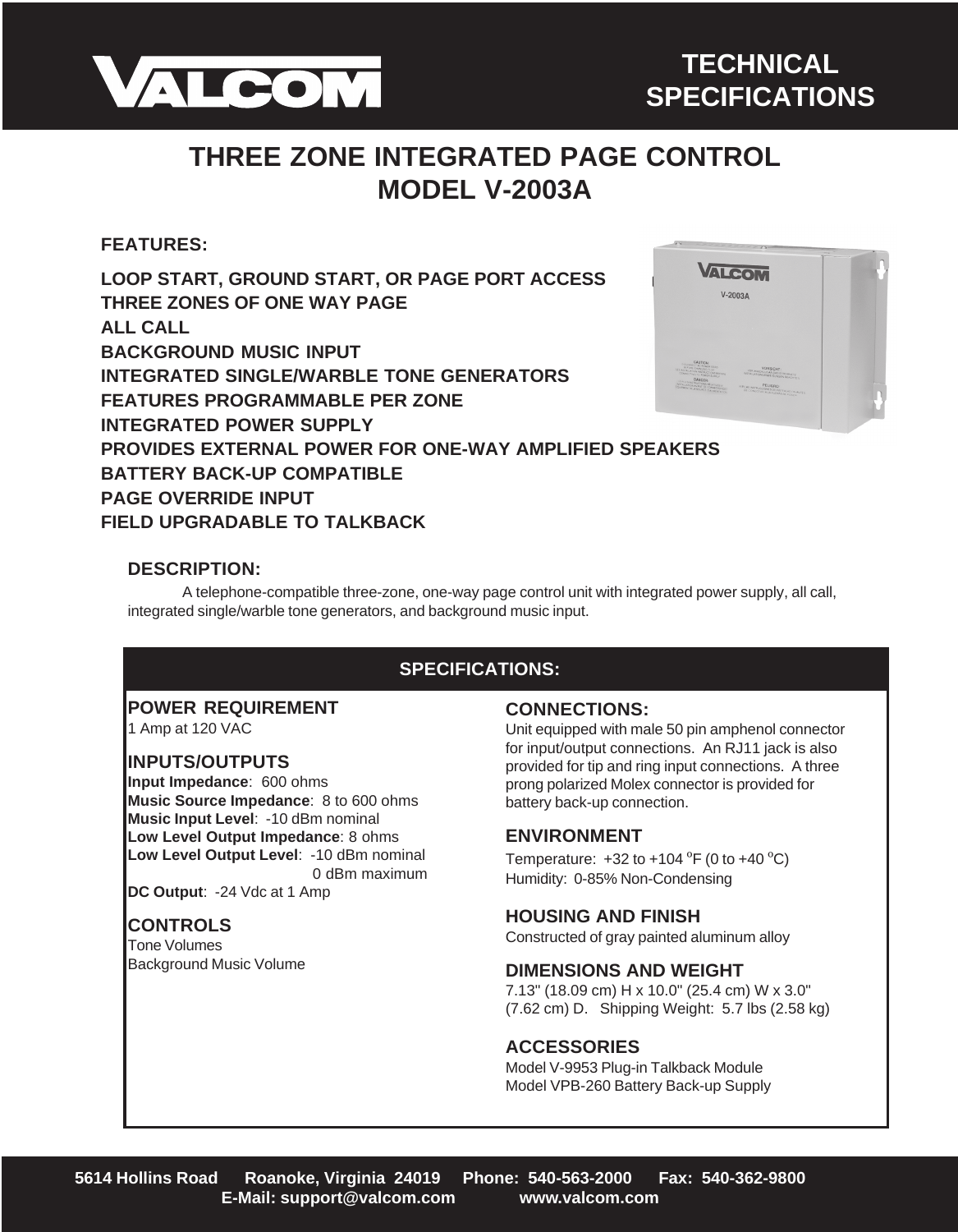# TECHNICAL SPECIFICATIONS

## THREE ZONE INTEGRATED PAGE CONTROL
## MODEL V-2003A

### FEATURES:

**LOOP START, GROUND START, OR PAGE PORT ACCESS**
**THREE ZONES OF ONE WAY PAGE**
**ALL CALL**
**BACKGROUND MUSIC INPUT**
**INTEGRATED SINGLE/WARBLE TONE GENERATORS**
**FEATURES PROGRAMMABLE PER ZONE**
**INTEGRATED POWER SUPPLY**
**PROVIDES EXTERNAL POWER FOR ONE-WAY AMPLIFIED SPEAKERS**
**BATTERY BACK-UP COMPATIBLE**
**PAGE OVERRIDE INPUT**
**FIELD UPGRADABLE TO TALKBACK**

### DESCRIPTION:

A telephone-compatible three-zone, one-way page control unit with integrated power supply, all call, integrated single/warble tone generators, and background music input.

## SPECIFICATIONS:

### POWER REQUIREMENT
1 Amp at 120 VAC

### INPUTS/OUTPUTS
**Input Impedance**: 600 ohms
**Music Source Impedance**: 8 to 600 ohms
**Music Input Level**: -10 dBm nominal
**Low Level Output Impedance**: 8 ohms
**Low Level Output Level**: -10 dBm nominal
0 dBm maximum
**DC Output**: -24 Vdc at 1 Amp

### CONTROLS
Tone Volumes
Background Music Volume

### CONNECTIONS:
Unit equipped with male 50 pin amphenol connector for input/output connections. An RJ11 jack is also provided for tip and ring input connections. A three prong polarized Molex connector is provided for battery back-up connection.

### ENVIRONMENT
Temperature: +32 to +104 $^{o}$F (0 to +40 $^{o}$C)
Humidity: 0-85% Non-Condensing

### HOUSING AND FINISH
Constructed of gray painted aluminum alloy

### DIMENSIONS AND WEIGHT
7.13" (18.09 cm) H x 10.0" (25.4 cm) W x 3.0" (7.62 cm) D. Shipping Weight: 5.7 lbs (2.58 kg)

### ACCESSORIES
Model V-9953 Plug-in Talkback Module
Model VPB-260 Battery Back-up Supply

5614 Hollins Road Roanoke, Virginia 24019 Phone: 540-563-2000 Fax: 540-362-9800
E-Mail: support@valcom.com www.valcom.com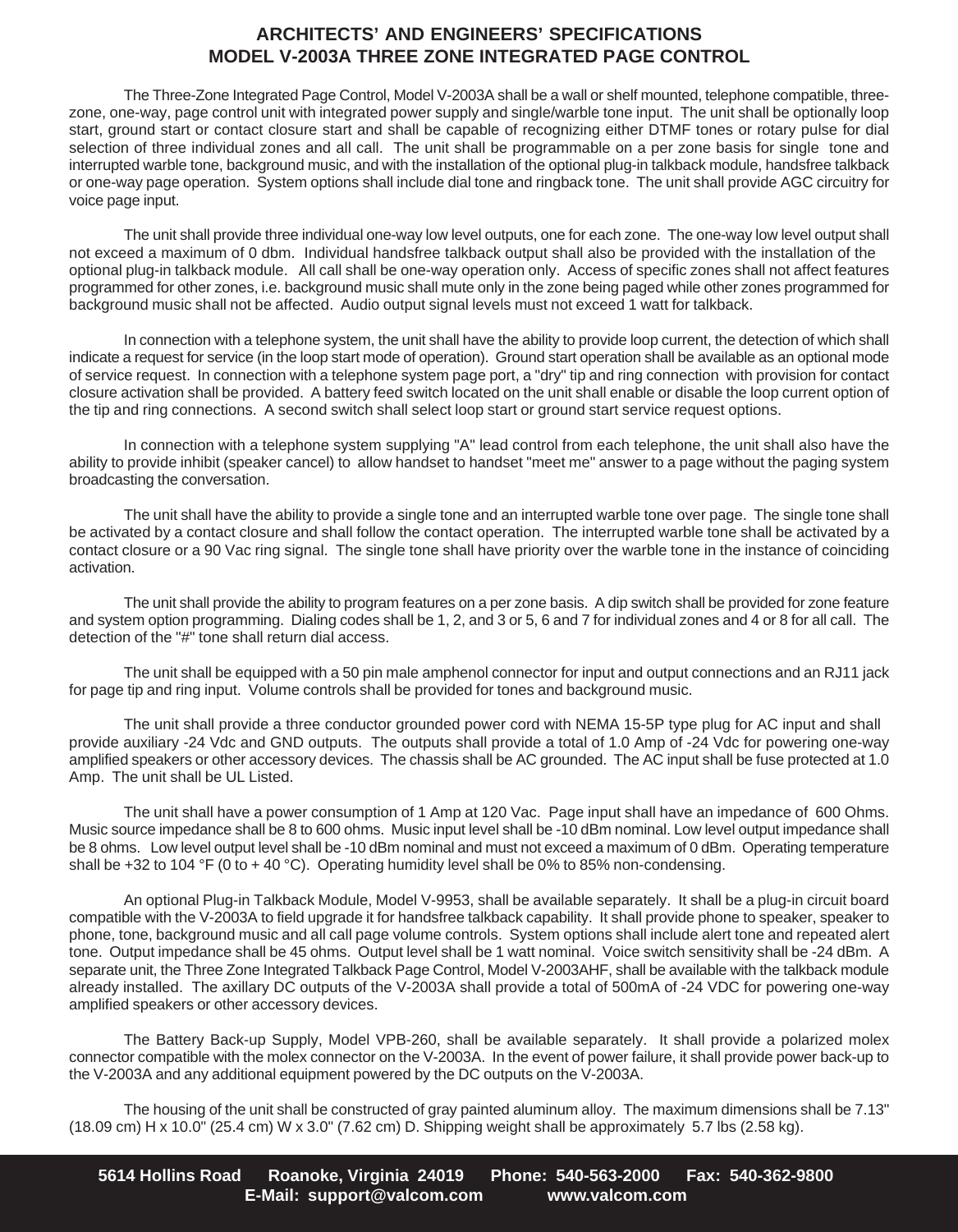# ARCHITECTS' AND ENGINEERS' SPECIFICATIONS
# MODEL V-2003A THREE ZONE INTEGRATED PAGE CONTROL

The Three-Zone Integrated Page Control, Model V-2003A shall be a wall or shelf mounted, telephone compatible, three-zone, one-way, page control unit with integrated power supply and single/warble tone input. The unit shall be optionally loop start, ground start or contact closure start and shall be capable of recognizing either DTMF tones or rotary pulse for dial selection of three individual zones and all call. The unit shall be programmable on a per zone basis for single tone and interrupted warble tone, background music, and with the installation of the optional plug-in talkback module, handsfree talkback or one-way page operation. System options shall include dial tone and ringback tone. The unit shall provide AGC circuitry for voice page input.

The unit shall provide three individual one-way low level outputs, one for each zone. The one-way low level output shall not exceed a maximum of 0 dbm. Individual handsfree talkback output shall also be provided with the installation of the optional plug-in talkback module. All call shall be one-way operation only. Access of specific zones shall not affect features programmed for other zones, i.e. background music shall mute only in the zone being paged while other zones programmed for background music shall not be affected. Audio output signal levels must not exceed 1 watt for talkback.

In connection with a telephone system, the unit shall have the ability to provide loop current, the detection of which shall indicate a request for service (in the loop start mode of operation). Ground start operation shall be available as an optional mode of service request. In connection with a telephone system page port, a "dry" tip and ring connection with provision for contact closure activation shall be provided. A battery feed switch located on the unit shall enable or disable the loop current option of the tip and ring connections. A second switch shall select loop start or ground start service request options.

In connection with a telephone system supplying "A" lead control from each telephone, the unit shall also have the ability to provide inhibit (speaker cancel) to allow handset to handset "meet me" answer to a page without the paging system broadcasting the conversation.

The unit shall have the ability to provide a single tone and an interrupted warble tone over page. The single tone shall be activated by a contact closure and shall follow the contact operation. The interrupted warble tone shall be activated by a contact closure or a 90 Vac ring signal. The single tone shall have priority over the warble tone in the instance of coinciding activation.

The unit shall provide the ability to program features on a per zone basis. A dip switch shall be provided for zone feature and system option programming. Dialing codes shall be 1, 2, and 3 or 5, 6 and 7 for individual zones and 4 or 8 for all call. The detection of the "#" tone shall return dial access.

The unit shall be equipped with a 50 pin male amphenol connector for input and output connections and an RJ11 jack for page tip and ring input. Volume controls shall be provided for tones and background music.

The unit shall provide a three conductor grounded power cord with NEMA 15-5P type plug for AC input and shall provide auxiliary -24 Vdc and GND outputs. The outputs shall provide a total of 1.0 Amp of -24 Vdc for powering one-way amplified speakers or other accessory devices. The chassis shall be AC grounded. The AC input shall be fuse protected at 1.0 Amp. The unit shall be UL Listed.

The unit shall have a power consumption of 1 Amp at 120 Vac. Page input shall have an impedance of 600 Ohms. Music source impedance shall be 8 to 600 ohms. Music input level shall be -10 dBm nominal. Low level output impedance shall be 8 ohms. Low level output level shall be -10 dBm nominal and must not exceed a maximum of 0 dBm. Operating temperature shall be +32 to 104 °F (0 to + 40 °C). Operating humidity level shall be 0% to 85% non-condensing.

An optional Plug-in Talkback Module, Model V-9953, shall be available separately. It shall be a plug-in circuit board compatible with the V-2003A to field upgrade it for handsfree talkback capability. It shall provide phone to speaker, speaker to phone, tone, background music and all call page volume controls. System options shall include alert tone and repeated alert tone. Output impedance shall be 45 ohms. Output level shall be 1 watt nominal. Voice switch sensitivity shall be -24 dBm. A separate unit, the Three Zone Integrated Talkback Page Control, Model V-2003AHF, shall be available with the talkback module already installed. The axillary DC outputs of the V-2003A shall provide a total of 500mA of -24 VDC for powering one-way amplified speakers or other accessory devices.

The Battery Back-up Supply, Model VPB-260, shall be available separately. It shall provide a polarized molex connector compatible with the molex connector on the V-2003A. In the event of power failure, it shall provide power back-up to the V-2003A and any additional equipment powered by the DC outputs on the V-2003A.

The housing of the unit shall be constructed of gray painted aluminum alloy. The maximum dimensions shall be 7.13" (18.09 cm) H x 10.0" (25.4 cm) W x 3.0" (7.62 cm) D. Shipping weight shall be approximately 5.7 lbs (2.58 kg).

**5614 Hollins Road Roanoke, Virginia 24019 Phone: 540-563-2000 Fax: 540-362-9800**
**E-Mail: support@valcom.com www.valcom.com**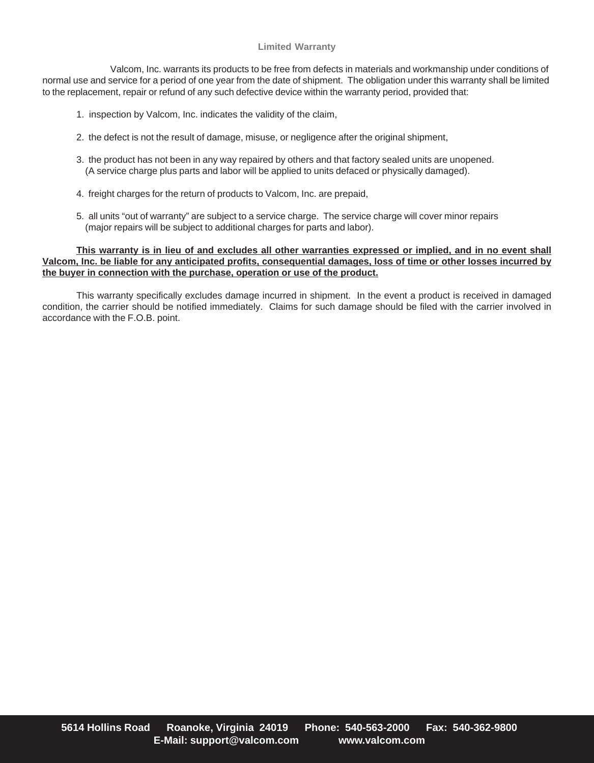### Limited Warranty

Valcom, Inc. warrants its products to be free from defects in materials and workmanship under conditions of normal use and service for a period of one year from the date of shipment. The obligation under this warranty shall be limited to the replacement, repair or refund of any such defective device within the warranty period, provided that:

1. inspection by Valcom, Inc. indicates the validity of the claim,
2. the defect is not the result of damage, misuse, or negligence after the original shipment,
3. the product has not been in any way repaired by others and that factory sealed units are unopened. (A service charge plus parts and labor will be applied to units defaced or physically damaged).
4. freight charges for the return of products to Valcom, Inc. are prepaid,
5. all units "out of warranty" are subject to a service charge. The service charge will cover minor repairs (major repairs will be subject to additional charges for parts and labor).

**This warranty is in lieu of and excludes all other warranties expressed or implied, and in no event shall Valcom, Inc. be liable for any anticipated profits, consequential damages, loss of time or other losses incurred by the buyer in connection with the purchase, operation or use of the product.**

This warranty specifically excludes damage incurred in shipment. In the event a product is received in damaged condition, the carrier should be notified immediately. Claims for such damage should be filed with the carrier involved in accordance with the F.O.B. point.

**5614 Hollins Road Roanoke, Virginia 24019 Phone: 540-563-2000 Fax: 540-362-9800**
**E-Mail: support@valcom.com www.valcom.com**